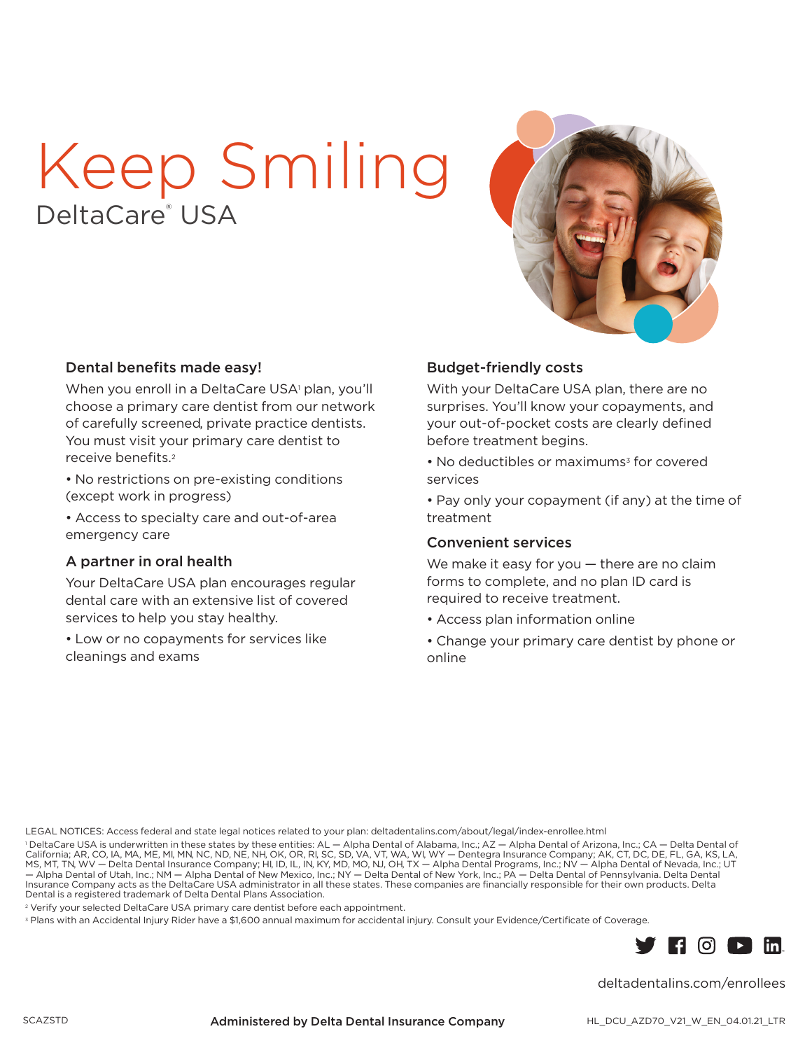# Keep Smiling

DeltaCare® USA

### Dental benefits made easy!

When you enroll in a DeltaCare USA[1] plan, you'll choose a primary care dentist from our network of carefully screened, private practice dentists. You must visit your primary care dentist to receive benefits.[2]

- No restrictions on pre-existing conditions (except work in progress)
- Access to specialty care and out-of-area emergency care

### A partner in oral health

Your DeltaCare USA plan encourages regular dental care with an extensive list of covered services to help you stay healthy.

- Low or no copayments for services like cleanings and exams

### Budget-friendly costs

With your DeltaCare USA plan, there are no surprises. You'll know your copayments, and your out-of-pocket costs are clearly defined before treatment begins.

- No deductibles or maximums[3] for covered services
- Pay only your copayment (if any) at the time of treatment

### Convenient services

We make it easy for you — there are no claim forms to complete, and no plan ID card is required to receive treatment.

- Access plan information online
- Change your primary care dentist by phone or online

LEGAL NOTICES: Access federal and state legal notices related to your plan: deltadentalins.com/about/legal/index-enrollee.html

[1] DeltaCare USA is underwritten in these states by these entities: AL — Alpha Dental of Alabama, Inc.; AZ — Alpha Dental of Arizona, Inc.; CA — Delta Dental of California; AR, CO, IA, MA, ME, MI, MN, NC, ND, NE, NH, OK, OR, RI, SC, SD, VA, VT, WA, WI, WY — Dentegra Insurance Company; AK, CT, DC, DE, FL, GA, KS, LA, MS, MT, TN, WV — Delta Dental Insurance Company; HI, ID, IL, IN, KY, MD, MO, NJ, OH, TX — Alpha Dental Programs, Inc.; NV — Alpha Dental of Nevada, Inc.; UT — Alpha Dental of Utah, Inc.; NM — Alpha Dental of New Mexico, Inc.; NY — Delta Dental of New York, Inc.; PA — Delta Dental of Pennsylvania. Delta Dental Insurance Company acts as the DeltaCare USA administrator in all these states. These companies are financially responsible for their own products. Delta Dental is a registered trademark of Delta Dental Plans Association.

[2] Verify your selected DeltaCare USA primary care dentist before each appointment.

[3] Plans with an Accidental Injury Rider have a $1,600 annual maximum for accidental injury. Consult your Evidence/Certificate of Coverage.

deltadentalins.com/enrollees

SCAZSTD

**Administered by Delta Dental Insurance Company**

HL_DCU_AZD70_V21_W_EN_04.01.21_LTR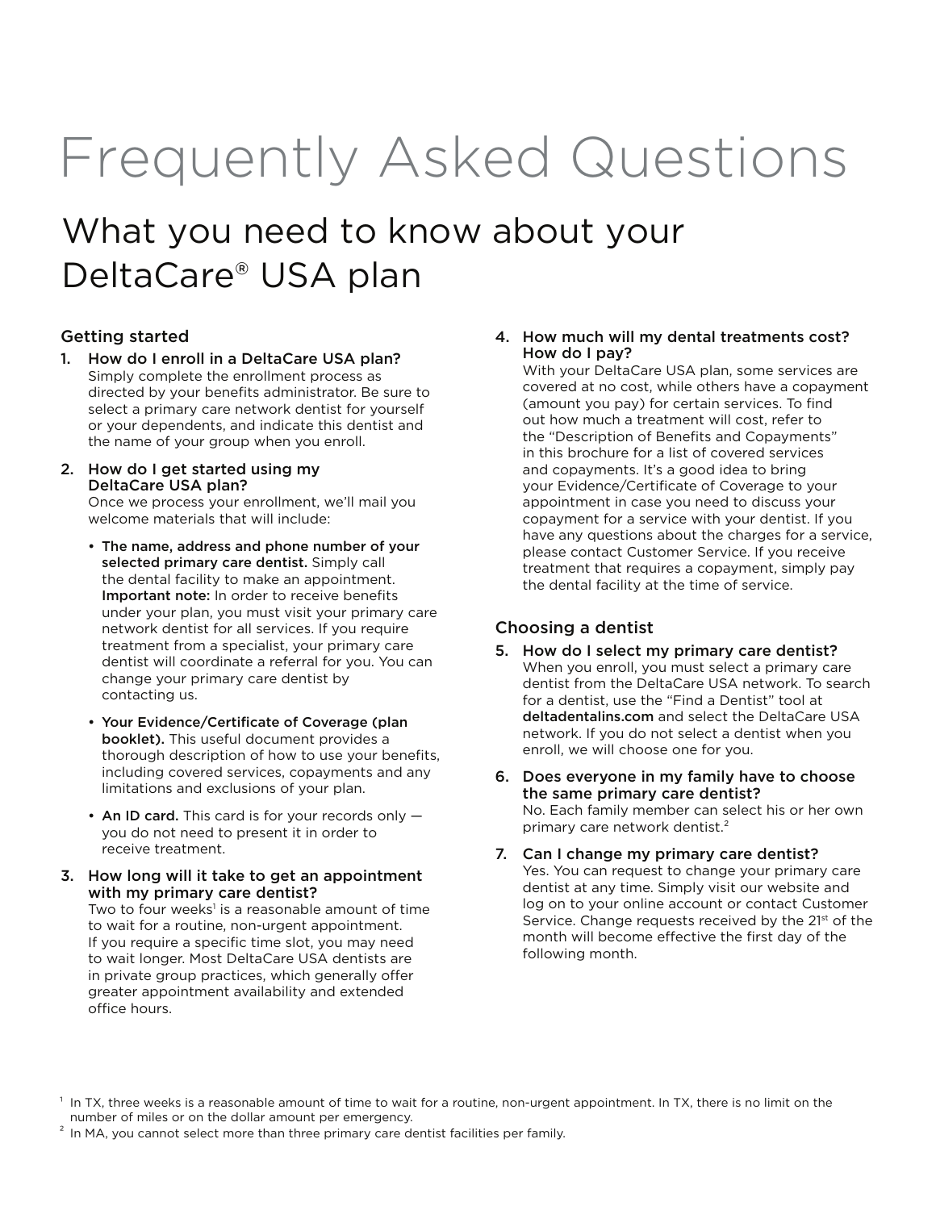# Frequently Asked Questions

## What you need to know about your DeltaCare® USA plan

### Getting started

1. **How do I enroll in a DeltaCare USA plan?**
   Simply complete the enrollment process as directed by your benefits administrator. Be sure to select a primary care network dentist for yourself or your dependents, and indicate this dentist and the name of your group when you enroll.

2. **How do I get started using my DeltaCare USA plan?**
   Once we process your enrollment, we'll mail you welcome materials that will include:

   - **The name, address and phone number of your selected primary care dentist.** Simply call the dental facility to make an appointment. **Important note:** In order to receive benefits under your plan, you must visit your primary care network dentist for all services. If you require treatment from a specialist, your primary care dentist will coordinate a referral for you. You can change your primary care dentist by contacting us.

   - **Your Evidence/Certificate of Coverage (plan booklet).** This useful document provides a thorough description of how to use your benefits, including covered services, copayments and any limitations and exclusions of your plan.

   - **An ID card.** This card is for your records only — you do not need to present it in order to receive treatment.

3. **How long will it take to get an appointment with my primary care dentist?**
   Two to four weeks[1] is a reasonable amount of time to wait for a routine, non-urgent appointment. If you require a specific time slot, you may need to wait longer. Most DeltaCare USA dentists are in private group practices, which generally offer greater appointment availability and extended office hours.

4. **How much will my dental treatments cost? How do I pay?**
   With your DeltaCare USA plan, some services are covered at no cost, while others have a copayment (amount you pay) for certain services. To find out how much a treatment will cost, refer to the "Description of Benefits and Copayments" in this brochure for a list of covered services and copayments. It's a good idea to bring your Evidence/Certificate of Coverage to your appointment in case you need to discuss your copayment for a service with your dentist. If you have any questions about the charges for a service, please contact Customer Service. If you receive treatment that requires a copayment, simply pay the dental facility at the time of service.

### Choosing a dentist

5. **How do I select my primary care dentist?**
   When you enroll, you must select a primary care dentist from the DeltaCare USA network. To search for a dentist, use the "Find a Dentist" tool at **deltadentalins.com** and select the DeltaCare USA network. If you do not select a dentist when you enroll, we will choose one for you.

6. **Does everyone in my family have to choose the same primary care dentist?**
   No. Each family member can select his or her own primary care network dentist.[2]

7. **Can I change my primary care dentist?**
   Yes. You can request to change your primary care dentist at any time. Simply visit our website and log on to your online account or contact Customer Service. Change requests received by the 21st of the month will become effective the first day of the following month.

[1] In TX, three weeks is a reasonable amount of time to wait for a routine, non-urgent appointment. In TX, there is no limit on the number of miles or on the dollar amount per emergency.

[2] In MA, you cannot select more than three primary care dentist facilities per family.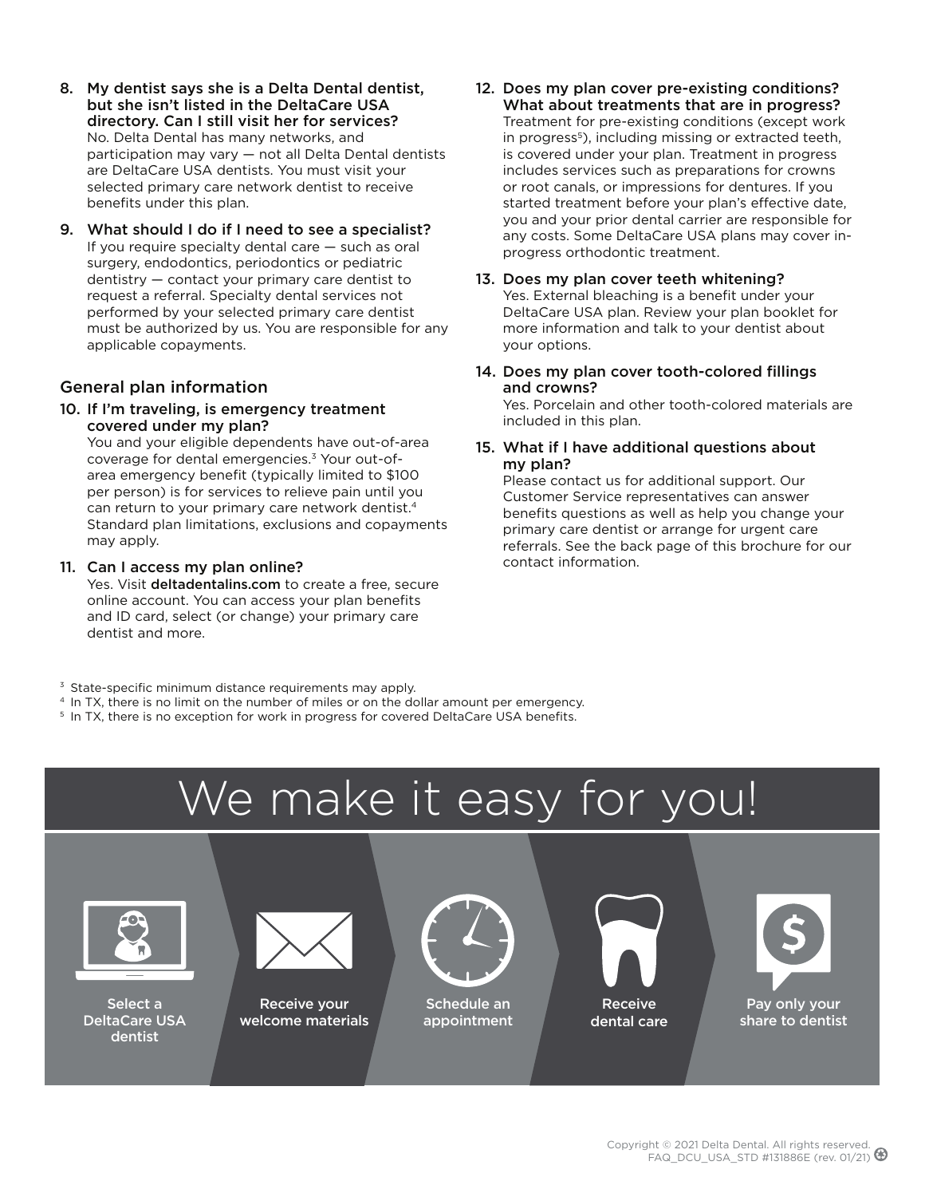8. **My dentist says she is a Delta Dental dentist, but she isn't listed in the DeltaCare USA directory. Can I still visit her for services?**
   No. Delta Dental has many networks, and participation may vary — not all Delta Dental dentists are DeltaCare USA dentists. You must visit your selected primary care network dentist to receive benefits under this plan.

9. **What should I do if I need to see a specialist?**
   If you require specialty dental care — such as oral surgery, endodontics, periodontics or pediatric dentistry — contact your primary care dentist to request a referral. Specialty dental services not performed by your selected primary care dentist must be authorized by us. You are responsible for any applicable copayments.

## General plan information

10. **If I'm traveling, is emergency treatment covered under my plan?**
    You and your eligible dependents have out-of-area coverage for dental emergencies.[3] Your out-of-area emergency benefit (typically limited to $100 per person) is for services to relieve pain until you can return to your primary care network dentist.[4] Standard plan limitations, exclusions and copayments may apply.

11. **Can I access my plan online?**
    Yes. Visit **deltadentalins.com** to create a free, secure online account. You can access your plan benefits and ID card, select (or change) your primary care dentist and more.

12. **Does my plan cover pre-existing conditions? What about treatments that are in progress?**
    Treatment for pre-existing conditions (except work in progress[5]), including missing or extracted teeth, is covered under your plan. Treatment in progress includes services such as preparations for crowns or root canals, or impressions for dentures. If you started treatment before your plan's effective date, you and your prior dental carrier are responsible for any costs. Some DeltaCare USA plans may cover in-progress orthodontic treatment.

13. **Does my plan cover teeth whitening?**
    Yes. External bleaching is a benefit under your DeltaCare USA plan. Review your plan booklet for more information and talk to your dentist about your options.

14. **Does my plan cover tooth-colored fillings and crowns?**
    Yes. Porcelain and other tooth-colored materials are included in this plan.

15. **What if I have additional questions about my plan?**
    Please contact us for additional support. Our Customer Service representatives can answer benefits questions as well as help you change your primary care dentist or arrange for urgent care referrals. See the back page of this brochure for our contact information.

[3] State-specific minimum distance requirements may apply.
[4] In TX, there is no limit on the number of miles or on the dollar amount per emergency.
[5] In TX, there is no exception for work in progress for covered DeltaCare USA benefits.

# We make it easy for you!

Select a DeltaCare USA dentist → Receive your welcome materials → Schedule an appointment → Receive dental care → Pay only your share to dentist

Copyright © 2021 Delta Dental. All rights reserved.
FAQ_DCU_USA_STD #131886E (rev. 01/21)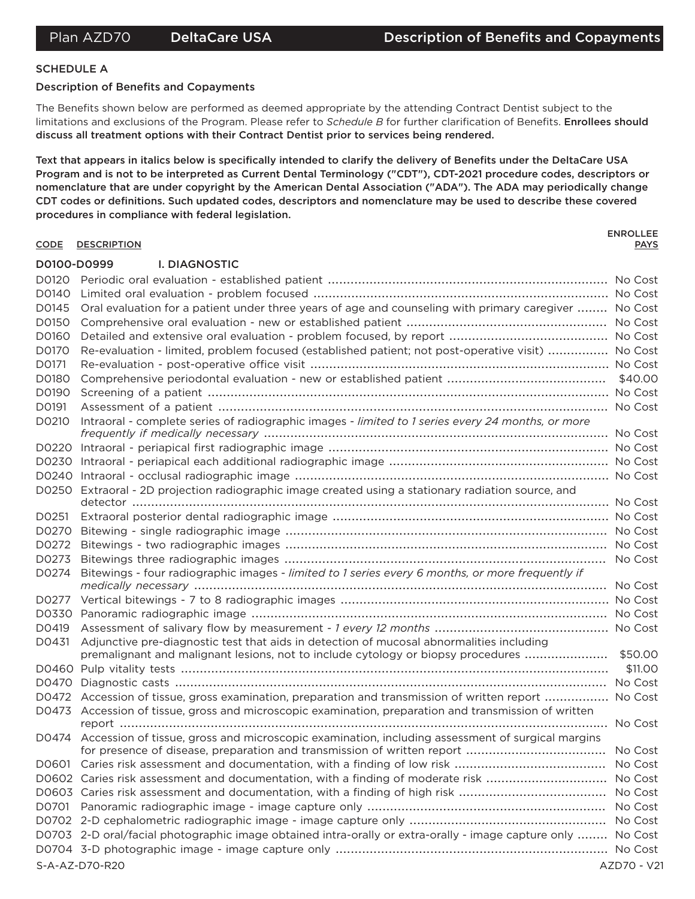## SCHEDULE A

### Description of Benefits and Copayments

The Benefits shown below are performed as deemed appropriate by the attending Contract Dentist subject to the limitations and exclusions of the Program. Please refer to *Schedule B* for further clarification of Benefits. **Enrollees should discuss all treatment options with their Contract Dentist prior to services being rendered.**

**Text that appears in italics below is specifically intended to clarify the delivery of Benefits under the DeltaCare USA Program and is not to be interpreted as Current Dental Terminology ("CDT"), CDT-2021 procedure codes, descriptors or nomenclature that are under copyright by the American Dental Association ("ADA"). The ADA may periodically change CDT codes or definitions. Such updated codes, descriptors and nomenclature may be used to describe these covered procedures in compliance with federal legislation.**

| CODE | DESCRIPTION | ENROLLEE PAYS |
|---|---|---|
| **D0100-D0999** | **I. DIAGNOSTIC** | |
| D0120 | Periodic oral evaluation - established patient | No Cost |
| D0140 | Limited oral evaluation - problem focused | No Cost |
| D0145 | Oral evaluation for a patient under three years of age and counseling with primary caregiver | No Cost |
| D0150 | Comprehensive oral evaluation - new or established patient | No Cost |
| D0160 | Detailed and extensive oral evaluation - problem focused, by report | No Cost |
| D0170 | Re-evaluation - limited, problem focused (established patient; not post-operative visit) | No Cost |
| D0171 | Re-evaluation - post-operative office visit | No Cost |
| D0180 | Comprehensive periodontal evaluation - new or established patient | $40.00 |
| D0190 | Screening of a patient | No Cost |
| D0191 | Assessment of a patient | No Cost |
| D0210 | Intraoral - complete series of radiographic images - *limited to 1 series every 24 months, or more frequently if medically necessary* | No Cost |
| D0220 | Intraoral - periapical first radiographic image | No Cost |
| D0230 | Intraoral - periapical each additional radiographic image | No Cost |
| D0240 | Intraoral - occlusal radiographic image | No Cost |
| D0250 | Extraoral - 2D projection radiographic image created using a stationary radiation source, and detector | No Cost |
| D0251 | Extraoral posterior dental radiographic image | No Cost |
| D0270 | Bitewing - single radiographic image | No Cost |
| D0272 | Bitewings - two radiographic images | No Cost |
| D0273 | Bitewings three radiographic images | No Cost |
| D0274 | Bitewings - four radiographic images - *limited to 1 series every 6 months, or more frequently if medically necessary* | No Cost |
| D0277 | Vertical bitewings - 7 to 8 radiographic images | No Cost |
| D0330 | Panoramic radiographic image | No Cost |
| D0419 | Assessment of salivary flow by measurement - *1 every 12 months* | No Cost |
| D0431 | Adjunctive pre-diagnostic test that aids in detection of mucosal abnormalities including premalignant and malignant lesions, not to include cytology or biopsy procedures | $50.00 |
| D0460 | Pulp vitality tests | $11.00 |
| D0470 | Diagnostic casts | No Cost |
| D0472 | Accession of tissue, gross examination, preparation and transmission of written report | No Cost |
| D0473 | Accession of tissue, gross and microscopic examination, preparation and transmission of written report | No Cost |
| D0474 | Accession of tissue, gross and microscopic examination, including assessment of surgical margins for presence of disease, preparation and transmission of written report | No Cost |
| D0601 | Caries risk assessment and documentation, with a finding of low risk | No Cost |
| D0602 | Caries risk assessment and documentation, with a finding of moderate risk | No Cost |
| D0603 | Caries risk assessment and documentation, with a finding of high risk | No Cost |
| D0701 | Panoramic radiographic image - image capture only | No Cost |
| D0702 | 2-D cephalometric radiographic image - image capture only | No Cost |
| D0703 | 2-D oral/facial photographic image obtained intra-orally or extra-orally - image capture only | No Cost |
| D0704 | 3-D photographic image - image capture only | No Cost |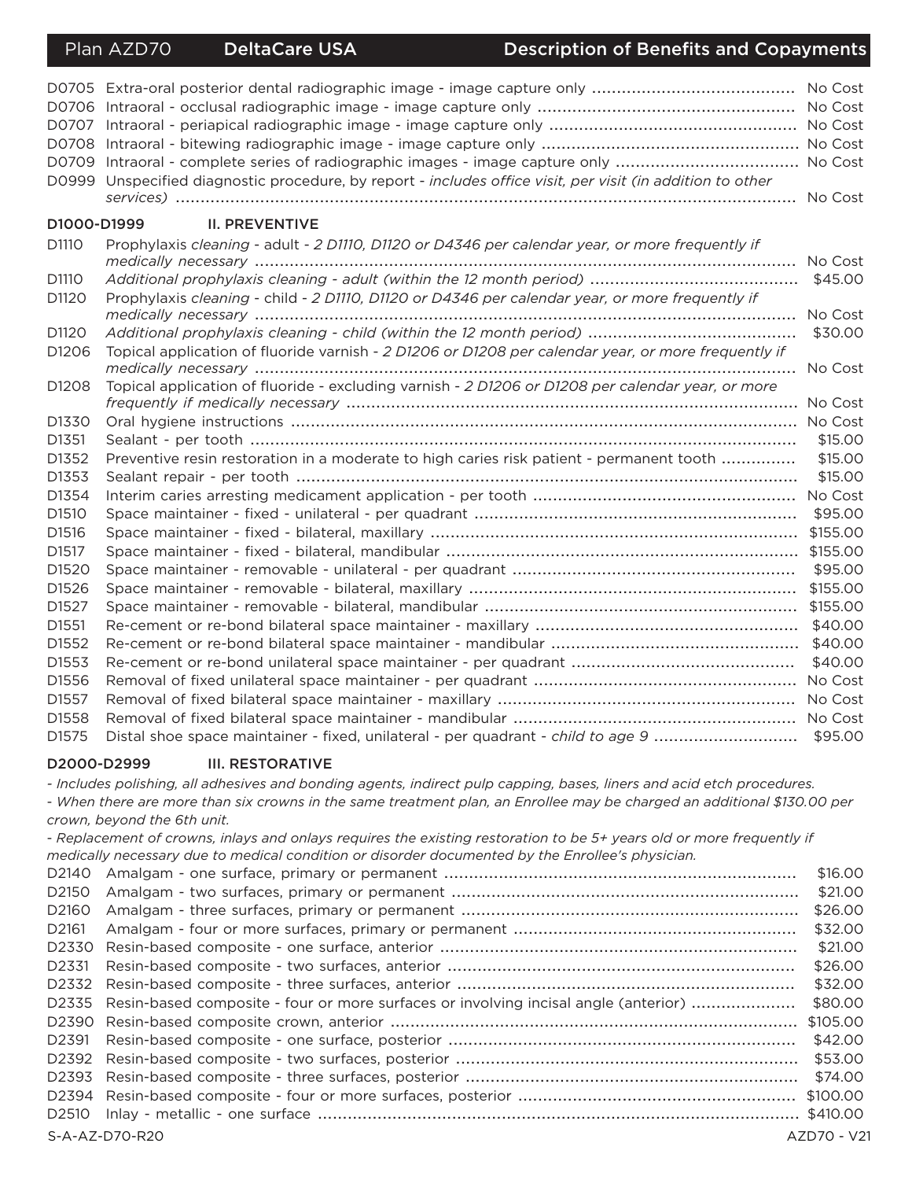| Code | Description | Copayment |
|---|---|---|
| D0705 | Extra-oral posterior dental radiographic image - image capture only | No Cost |
| D0706 | Intraoral - occlusal radiographic image - image capture only | No Cost |
| D0707 | Intraoral - periapical radiographic image - image capture only | No Cost |
| D0708 | Intraoral - bitewing radiographic image - image capture only | No Cost |
| D0709 | Intraoral - complete series of radiographic images - image capture only | No Cost |
| D0999 | Unspecified diagnostic procedure, by report - *includes office visit, per visit (in addition to other services)* | No Cost |

## D1000-D1999 II. PREVENTIVE

| Code | Description | Copayment |
|---|---|---|
| D1110 | Prophylaxis *cleaning* - adult - *2 D1110, D1120 or D4346 per calendar year, or more frequently if medically necessary* | No Cost |
| D1110 | *Additional prophylaxis cleaning - adult (within the 12 month period)* | $45.00 |
| D1120 | Prophylaxis *cleaning* - child - *2 D1110, D1120 or D4346 per calendar year, or more frequently if medically necessary* | No Cost |
| D1120 | *Additional prophylaxis cleaning - child (within the 12 month period)* | $30.00 |
| D1206 | Topical application of fluoride varnish - *2 D1206 or D1208 per calendar year, or more frequently if medically necessary* | No Cost |
| D1208 | Topical application of fluoride - excluding varnish - *2 D1206 or D1208 per calendar year, or more frequently if medically necessary* | No Cost |
| D1330 | Oral hygiene instructions | No Cost |
| D1351 | Sealant - per tooth | $15.00 |
| D1352 | Preventive resin restoration in a moderate to high caries risk patient - permanent tooth | $15.00 |
| D1353 | Sealant repair - per tooth | $15.00 |
| D1354 | Interim caries arresting medicament application - per tooth | No Cost |
| D1510 | Space maintainer - fixed - unilateral - per quadrant | $95.00 |
| D1516 | Space maintainer - fixed - bilateral, maxillary | $155.00 |
| D1517 | Space maintainer - fixed - bilateral, mandibular | $155.00 |
| D1520 | Space maintainer - removable - unilateral - per quadrant | $95.00 |
| D1526 | Space maintainer - removable - bilateral, maxillary | $155.00 |
| D1527 | Space maintainer - removable - bilateral, mandibular | $155.00 |
| D1551 | Re-cement or re-bond bilateral space maintainer - maxillary | $40.00 |
| D1552 | Re-cement or re-bond bilateral space maintainer - mandibular | $40.00 |
| D1553 | Re-cement or re-bond unilateral space maintainer - per quadrant | $40.00 |
| D1556 | Removal of fixed unilateral space maintainer - per quadrant | No Cost |
| D1557 | Removal of fixed bilateral space maintainer - maxillary | No Cost |
| D1558 | Removal of fixed bilateral space maintainer - mandibular | No Cost |
| D1575 | Distal shoe space maintainer - fixed, unilateral - per quadrant - *child to age 9* | $95.00 |

## D2000-D2999 III. RESTORATIVE

*- Includes polishing, all adhesives and bonding agents, indirect pulp capping, bases, liners and acid etch procedures.*

*- When there are more than six crowns in the same treatment plan, an Enrollee may be charged an additional $130.00 per crown, beyond the 6th unit.*

*- Replacement of crowns, inlays and onlays requires the existing restoration to be 5+ years old or more frequently if medically necessary due to medical condition or disorder documented by the Enrollee's physician.*

| Code | Description | Copayment |
|---|---|---|
| D2140 | Amalgam - one surface, primary or permanent | $16.00 |
| D2150 | Amalgam - two surfaces, primary or permanent | $21.00 |
| D2160 | Amalgam - three surfaces, primary or permanent | $26.00 |
| D2161 | Amalgam - four or more surfaces, primary or permanent | $32.00 |
| D2330 | Resin-based composite - one surface, anterior | $21.00 |
| D2331 | Resin-based composite - two surfaces, anterior | $26.00 |
| D2332 | Resin-based composite - three surfaces, anterior | $32.00 |
| D2335 | Resin-based composite - four or more surfaces or involving incisal angle (anterior) | $80.00 |
| D2390 | Resin-based composite crown, anterior | $105.00 |
| D2391 | Resin-based composite - one surface, posterior | $42.00 |
| D2392 | Resin-based composite - two surfaces, posterior | $53.00 |
| D2393 | Resin-based composite - three surfaces, posterior | $74.00 |
| D2394 | Resin-based composite - four or more surfaces, posterior | $100.00 |
| D2510 | Inlay - metallic - one surface | $410.00 |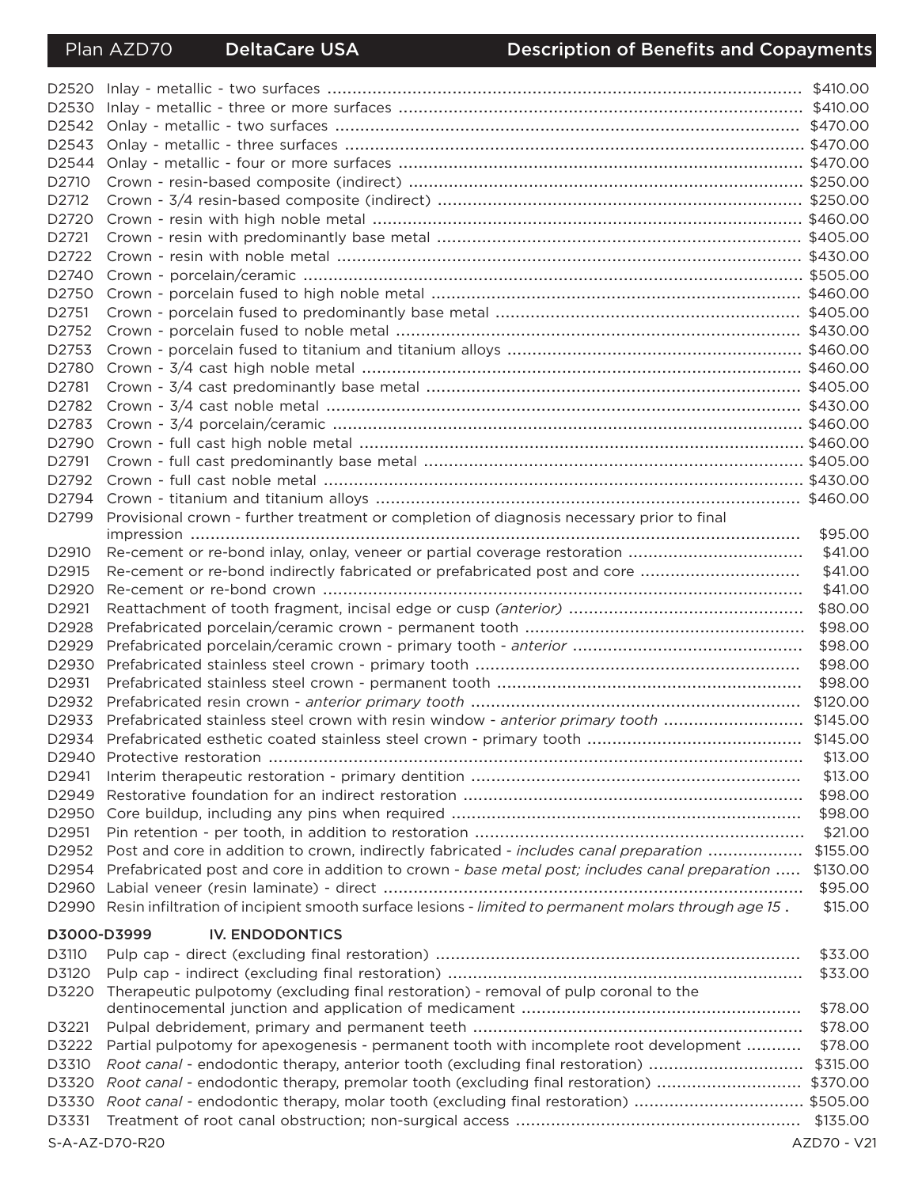| Code | Description | Copayment |
|---|---|---|
| D2520 | Inlay - metallic - two surfaces | $410.00 |
| D2530 | Inlay - metallic - three or more surfaces | $410.00 |
| D2542 | Onlay - metallic - two surfaces | $470.00 |
| D2543 | Onlay - metallic - three surfaces | $470.00 |
| D2544 | Onlay - metallic - four or more surfaces | $470.00 |
| D2710 | Crown - resin-based composite (indirect) | $250.00 |
| D2712 | Crown - 3/4 resin-based composite (indirect) | $250.00 |
| D2720 | Crown - resin with high noble metal | $460.00 |
| D2721 | Crown - resin with predominantly base metal | $405.00 |
| D2722 | Crown - resin with noble metal | $430.00 |
| D2740 | Crown - porcelain/ceramic | $505.00 |
| D2750 | Crown - porcelain fused to high noble metal | $460.00 |
| D2751 | Crown - porcelain fused to predominantly base metal | $405.00 |
| D2752 | Crown - porcelain fused to noble metal | $430.00 |
| D2753 | Crown - porcelain fused to titanium and titanium alloys | $460.00 |
| D2780 | Crown - 3/4 cast high noble metal | $460.00 |
| D2781 | Crown - 3/4 cast predominantly base metal | $405.00 |
| D2782 | Crown - 3/4 cast noble metal | $430.00 |
| D2783 | Crown - 3/4 porcelain/ceramic | $460.00 |
| D2790 | Crown - full cast high noble metal | $460.00 |
| D2791 | Crown - full cast predominantly base metal | $405.00 |
| D2792 | Crown - full cast noble metal | $430.00 |
| D2794 | Crown - titanium and titanium alloys | $460.00 |
| D2799 | Provisional crown - further treatment or completion of diagnosis necessary prior to final impression | $95.00 |
| D2910 | Re-cement or re-bond inlay, onlay, veneer or partial coverage restoration | $41.00 |
| D2915 | Re-cement or re-bond indirectly fabricated or prefabricated post and core | $41.00 |
| D2920 | Re-cement or re-bond crown | $41.00 |
| D2921 | Reattachment of tooth fragment, incisal edge or cusp *(anterior)* | $80.00 |
| D2928 | Prefabricated porcelain/ceramic crown - permanent tooth | $98.00 |
| D2929 | Prefabricated porcelain/ceramic crown - primary tooth - *anterior* | $98.00 |
| D2930 | Prefabricated stainless steel crown - primary tooth | $98.00 |
| D2931 | Prefabricated stainless steel crown - permanent tooth | $98.00 |
| D2932 | Prefabricated resin crown - *anterior primary tooth* | $120.00 |
| D2933 | Prefabricated stainless steel crown with resin window - *anterior primary tooth* | $145.00 |
| D2934 | Prefabricated esthetic coated stainless steel crown - primary tooth | $145.00 |
| D2940 | Protective restoration | $13.00 |
| D2941 | Interim therapeutic restoration - primary dentition | $13.00 |
| D2949 | Restorative foundation for an indirect restoration | $98.00 |
| D2950 | Core buildup, including any pins when required | $98.00 |
| D2951 | Pin retention - per tooth, in addition to restoration | $21.00 |
| D2952 | Post and core in addition to crown, indirectly fabricated - *includes canal preparation* | $155.00 |
| D2954 | Prefabricated post and core in addition to crown - *base metal post; includes canal preparation* | $130.00 |
| D2960 | Labial veneer (resin laminate) - direct | $95.00 |
| D2990 | Resin infiltration of incipient smooth surface lesions - *limited to permanent molars through age 15* . | $15.00 |

## D3000-D3999 IV. ENDODONTICS

| Code | Description | Copayment |
|---|---|---|
| D3110 | Pulp cap - direct (excluding final restoration) | $33.00 |
| D3120 | Pulp cap - indirect (excluding final restoration) | $33.00 |
| D3220 | Therapeutic pulpotomy (excluding final restoration) - removal of pulp coronal to the dentinocemental junction and application of medicament | $78.00 |
| D3221 | Pulpal debridement, primary and permanent teeth | $78.00 |
| D3222 | Partial pulpotomy for apexogenesis - permanent tooth with incomplete root development | $78.00 |
| D3310 | *Root canal* - endodontic therapy, anterior tooth (excluding final restoration) | $315.00 |
| D3320 | *Root canal* - endodontic therapy, premolar tooth (excluding final restoration) | $370.00 |
| D3330 | *Root canal* - endodontic therapy, molar tooth (excluding final restoration) | $505.00 |
| D3331 | Treatment of root canal obstruction; non-surgical access | $135.00 |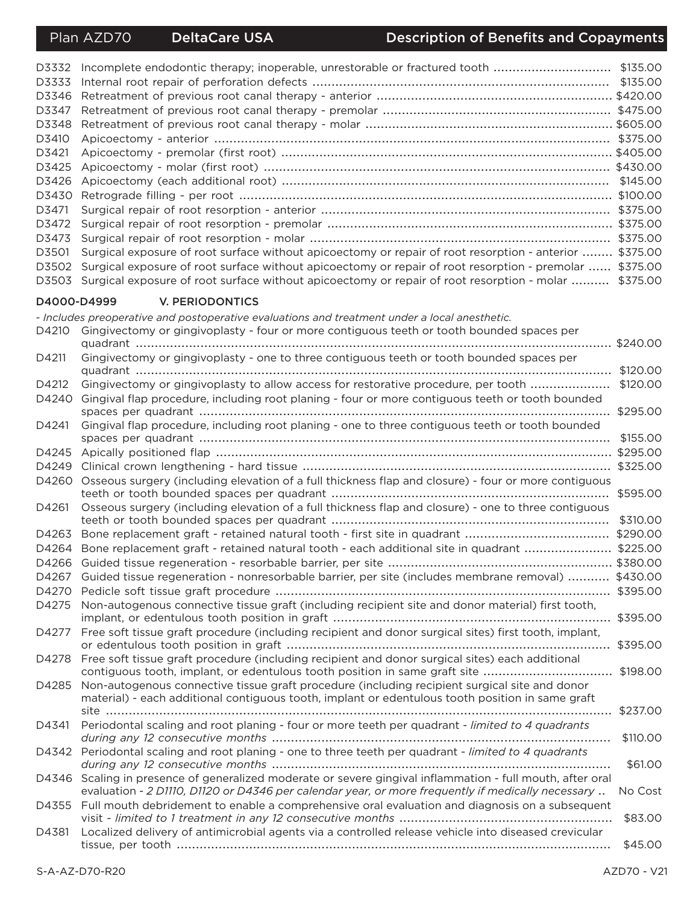| Code | Description | Copayment |
|---|---|---|
| D3332 | Incomplete endodontic therapy; inoperable, unrestorable or fractured tooth | $135.00 |
| D3333 | Internal root repair of perforation defects | $135.00 |
| D3346 | Retreatment of previous root canal therapy - anterior | $420.00 |
| D3347 | Retreatment of previous root canal therapy - premolar | $475.00 |
| D3348 | Retreatment of previous root canal therapy - molar | $605.00 |
| D3410 | Apicoectomy - anterior | $375.00 |
| D3421 | Apicoectomy - premolar (first root) | $405.00 |
| D3425 | Apicoectomy - molar (first root) | $430.00 |
| D3426 | Apicoectomy (each additional root) | $145.00 |
| D3430 | Retrograde filling - per root | $100.00 |
| D3471 | Surgical repair of root resorption - anterior | $375.00 |
| D3472 | Surgical repair of root resorption - premolar | $375.00 |
| D3473 | Surgical repair of root resorption - molar | $375.00 |
| D3501 | Surgical exposure of root surface without apicoectomy or repair of root resorption - anterior | $375.00 |
| D3502 | Surgical exposure of root surface without apicoectomy or repair of root resorption - premolar | $375.00 |
| D3503 | Surgical exposure of root surface without apicoectomy or repair of root resorption - molar | $375.00 |

## D4000-D4999 V. PERIODONTICS

*- Includes preoperative and postoperative evaluations and treatment under a local anesthetic.*

| Code | Description | Copayment |
|---|---|---|
| D4210 | Gingivectomy or gingivoplasty - four or more contiguous teeth or tooth bounded spaces per quadrant | $240.00 |
| D4211 | Gingivectomy or gingivoplasty - one to three contiguous teeth or tooth bounded spaces per quadrant | $120.00 |
| D4212 | Gingivectomy or gingivoplasty to allow access for restorative procedure, per tooth | $120.00 |
| D4240 | Gingival flap procedure, including root planing - four or more contiguous teeth or tooth bounded spaces per quadrant | $295.00 |
| D4241 | Gingival flap procedure, including root planing - one to three contiguous teeth or tooth bounded spaces per quadrant | $155.00 |
| D4245 | Apically positioned flap | $295.00 |
| D4249 | Clinical crown lengthening - hard tissue | $325.00 |
| D4260 | Osseous surgery (including elevation of a full thickness flap and closure) - four or more contiguous teeth or tooth bounded spaces per quadrant | $595.00 |
| D4261 | Osseous surgery (including elevation of a full thickness flap and closure) - one to three contiguous teeth or tooth bounded spaces per quadrant | $310.00 |
| D4263 | Bone replacement graft - retained natural tooth - first site in quadrant | $290.00 |
| D4264 | Bone replacement graft - retained natural tooth - each additional site in quadrant | $225.00 |
| D4266 | Guided tissue regeneration - resorbable barrier, per site | $380.00 |
| D4267 | Guided tissue regeneration - nonresorbable barrier, per site (includes membrane removal) | $430.00 |
| D4270 | Pedicle soft tissue graft procedure | $395.00 |
| D4275 | Non-autogenous connective tissue graft (including recipient site and donor material) first tooth, implant, or edentulous tooth position in graft | $395.00 |
| D4277 | Free soft tissue graft procedure (including recipient and donor surgical sites) first tooth, implant, or edentulous tooth position in graft | $395.00 |
| D4278 | Free soft tissue graft procedure (including recipient and donor surgical sites) each additional contiguous tooth, implant, or edentulous tooth position in same graft site | $198.00 |
| D4285 | Non-autogenous connective tissue graft procedure (including recipient surgical site and donor material) - each additional contiguous tooth, implant or edentulous tooth position in same graft site | $237.00 |
| D4341 | Periodontal scaling and root planing - four or more teeth per quadrant - *limited to 4 quadrants during any 12 consecutive months* | $110.00 |
| D4342 | Periodontal scaling and root planing - one to three teeth per quadrant - *limited to 4 quadrants during any 12 consecutive months* | $61.00 |
| D4346 | Scaling in presence of generalized moderate or severe gingival inflammation - full mouth, after oral evaluation - *2 D1110, D1120 or D4346 per calendar year, or more frequently if medically necessary* | No Cost |
| D4355 | Full mouth debridement to enable a comprehensive oral evaluation and diagnosis on a subsequent visit - *limited to 1 treatment in any 12 consecutive months* | $83.00 |
| D4381 | Localized delivery of antimicrobial agents via a controlled release vehicle into diseased crevicular tissue, per tooth | $45.00 |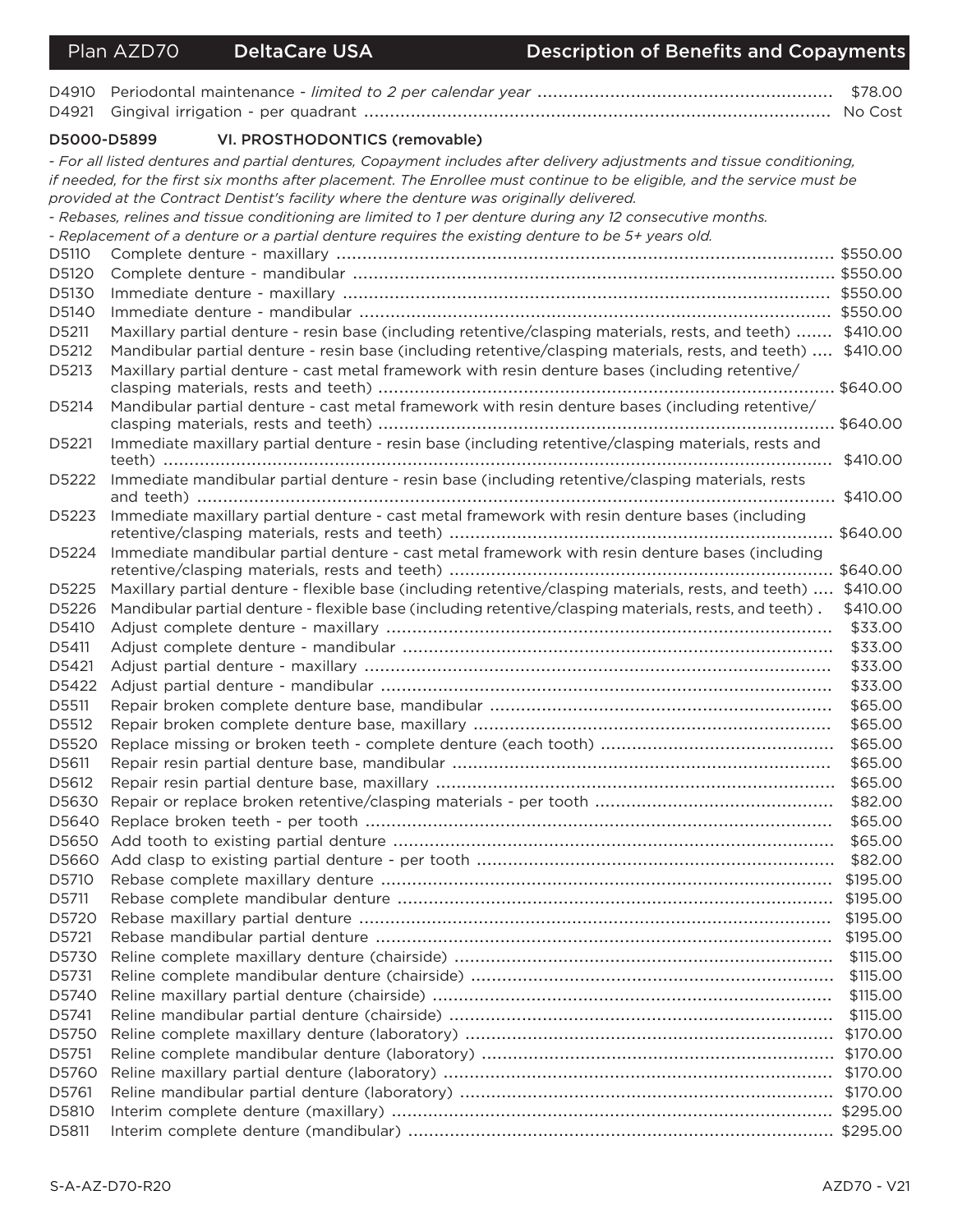| Code | Description | Copayment |
|---|---|---|
| D4910 | Periodontal maintenance - *limited to 2 per calendar year* | $78.00 |
| D4921 | Gingival irrigation - per quadrant | No Cost |

**D5000-D5899 VI. PROSTHODONTICS (removable)**

*- For all listed dentures and partial dentures, Copayment includes after delivery adjustments and tissue conditioning, if needed, for the first six months after placement. The Enrollee must continue to be eligible, and the service must be provided at the Contract Dentist's facility where the denture was originally delivered.*

*- Rebases, relines and tissue conditioning are limited to 1 per denture during any 12 consecutive months.*

*- Replacement of a denture or a partial denture requires the existing denture to be 5+ years old.*

| Code | Description | Copayment |
|---|---|---|
| D5110 | Complete denture - maxillary | $550.00 |
| D5120 | Complete denture - mandibular | $550.00 |
| D5130 | Immediate denture - maxillary | $550.00 |
| D5140 | Immediate denture - mandibular | $550.00 |
| D5211 | Maxillary partial denture - resin base (including retentive/clasping materials, rests, and teeth) | $410.00 |
| D5212 | Mandibular partial denture - resin base (including retentive/clasping materials, rests, and teeth) | $410.00 |
| D5213 | Maxillary partial denture - cast metal framework with resin denture bases (including retentive/clasping materials, rests and teeth) | $640.00 |
| D5214 | Mandibular partial denture - cast metal framework with resin denture bases (including retentive/clasping materials, rests and teeth) | $640.00 |
| D5221 | Immediate maxillary partial denture - resin base (including retentive/clasping materials, rests and teeth) | $410.00 |
| D5222 | Immediate mandibular partial denture - resin base (including retentive/clasping materials, rests and teeth) | $410.00 |
| D5223 | Immediate maxillary partial denture - cast metal framework with resin denture bases (including retentive/clasping materials, rests and teeth) | $640.00 |
| D5224 | Immediate mandibular partial denture - cast metal framework with resin denture bases (including retentive/clasping materials, rests and teeth) | $640.00 |
| D5225 | Maxillary partial denture - flexible base (including retentive/clasping materials, rests, and teeth) | $410.00 |
| D5226 | Mandibular partial denture - flexible base (including retentive/clasping materials, rests, and teeth) | $410.00 |
| D5410 | Adjust complete denture - maxillary | $33.00 |
| D5411 | Adjust complete denture - mandibular | $33.00 |
| D5421 | Adjust partial denture - maxillary | $33.00 |
| D5422 | Adjust partial denture - mandibular | $33.00 |
| D5511 | Repair broken complete denture base, mandibular | $65.00 |
| D5512 | Repair broken complete denture base, maxillary | $65.00 |
| D5520 | Replace missing or broken teeth - complete denture (each tooth) | $65.00 |
| D5611 | Repair resin partial denture base, mandibular | $65.00 |
| D5612 | Repair resin partial denture base, maxillary | $65.00 |
| D5630 | Repair or replace broken retentive/clasping materials - per tooth | $82.00 |
| D5640 | Replace broken teeth - per tooth | $65.00 |
| D5650 | Add tooth to existing partial denture | $65.00 |
| D5660 | Add clasp to existing partial denture - per tooth | $82.00 |
| D5710 | Rebase complete maxillary denture | $195.00 |
| D5711 | Rebase complete mandibular denture | $195.00 |
| D5720 | Rebase maxillary partial denture | $195.00 |
| D5721 | Rebase mandibular partial denture | $195.00 |
| D5730 | Reline complete maxillary denture (chairside) | $115.00 |
| D5731 | Reline complete mandibular denture (chairside) | $115.00 |
| D5740 | Reline maxillary partial denture (chairside) | $115.00 |
| D5741 | Reline mandibular partial denture (chairside) | $115.00 |
| D5750 | Reline complete maxillary denture (laboratory) | $170.00 |
| D5751 | Reline complete mandibular denture (laboratory) | $170.00 |
| D5760 | Reline maxillary partial denture (laboratory) | $170.00 |
| D5761 | Reline mandibular partial denture (laboratory) | $170.00 |
| D5810 | Interim complete denture (maxillary) | $295.00 |
| D5811 | Interim complete denture (mandibular) | $295.00 |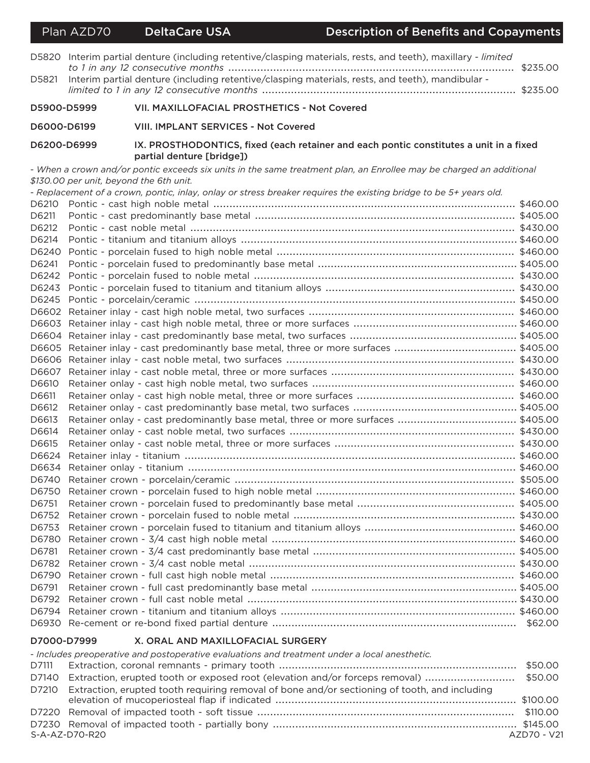| Code | Description | Copayment |
|---|---|---|
| D5820 | Interim partial denture (including retentive/clasping materials, rests, and teeth), maxillary - *limited to 1 in any 12 consecutive months* | $235.00 |
| D5821 | Interim partial denture (including retentive/clasping materials, rests, and teeth), mandibular - *limited to 1 in any 12 consecutive months* | $235.00 |

**D5900-D5999 VII. MAXILLOFACIAL PROSTHETICS - Not Covered**

**D6000-D6199 VIII. IMPLANT SERVICES - Not Covered**

**D6200-D6999 IX. PROSTHODONTICS, fixed (each retainer and each pontic constitutes a unit in a fixed partial denture [bridge])**

*- When a crown and/or pontic exceeds six units in the same treatment plan, an Enrollee may be charged an additional $130.00 per unit, beyond the 6th unit.*

*- Replacement of a crown, pontic, inlay, onlay or stress breaker requires the existing bridge to be 5+ years old.*

| Code | Description | Copayment |
|---|---|---|
| D6210 | Pontic - cast high noble metal | $460.00 |
| D6211 | Pontic - cast predominantly base metal | $405.00 |
| D6212 | Pontic - cast noble metal | $430.00 |
| D6214 | Pontic - titanium and titanium alloys | $460.00 |
| D6240 | Pontic - porcelain fused to high noble metal | $460.00 |
| D6241 | Pontic - porcelain fused to predominantly base metal | $405.00 |
| D6242 | Pontic - porcelain fused to noble metal | $430.00 |
| D6243 | Pontic - porcelain fused to titanium and titanium alloys | $430.00 |
| D6245 | Pontic - porcelain/ceramic | $450.00 |
| D6602 | Retainer inlay - cast high noble metal, two surfaces | $460.00 |
| D6603 | Retainer inlay - cast high noble metal, three or more surfaces | $460.00 |
| D6604 | Retainer inlay - cast predominantly base metal, two surfaces | $405.00 |
| D6605 | Retainer inlay - cast predominantly base metal, three or more surfaces | $405.00 |
| D6606 | Retainer inlay - cast noble metal, two surfaces | $430.00 |
| D6607 | Retainer inlay - cast noble metal, three or more surfaces | $430.00 |
| D6610 | Retainer onlay - cast high noble metal, two surfaces | $460.00 |
| D6611 | Retainer onlay - cast high noble metal, three or more surfaces | $460.00 |
| D6612 | Retainer onlay - cast predominantly base metal, two surfaces | $405.00 |
| D6613 | Retainer onlay - cast predominantly base metal, three or more surfaces | $405.00 |
| D6614 | Retainer onlay - cast noble metal, two surfaces | $430.00 |
| D6615 | Retainer onlay - cast noble metal, three or more surfaces | $430.00 |
| D6624 | Retainer inlay - titanium | $460.00 |
| D6634 | Retainer onlay - titanium | $460.00 |
| D6740 | Retainer crown - porcelain/ceramic | $505.00 |
| D6750 | Retainer crown - porcelain fused to high noble metal | $460.00 |
| D6751 | Retainer crown - porcelain fused to predominantly base metal | $405.00 |
| D6752 | Retainer crown - porcelain fused to noble metal | $430.00 |
| D6753 | Retainer crown - porcelain fused to titanium and titanium alloys | $460.00 |
| D6780 | Retainer crown - 3/4 cast high noble metal | $460.00 |
| D6781 | Retainer crown - 3/4 cast predominantly base metal | $405.00 |
| D6782 | Retainer crown - 3/4 cast noble metal | $430.00 |
| D6790 | Retainer crown - full cast high noble metal | $460.00 |
| D6791 | Retainer crown - full cast predominantly base metal | $405.00 |
| D6792 | Retainer crown - full cast noble metal | $430.00 |
| D6794 | Retainer crown - titanium and titanium alloys | $460.00 |
| D6930 | Re-cement or re-bond fixed partial denture | $62.00 |

**D7000-D7999 X. ORAL AND MAXILLOFACIAL SURGERY**

*- Includes preoperative and postoperative evaluations and treatment under a local anesthetic.*

| Code | Description | Copayment |
|---|---|---|
| D7111 | Extraction, coronal remnants - primary tooth | $50.00 |
| D7140 | Extraction, erupted tooth or exposed root (elevation and/or forceps removal) | $50.00 |
| D7210 | Extraction, erupted tooth requiring removal of bone and/or sectioning of tooth, and including elevation of mucoperiosteal flap if indicated | $100.00 |
| D7220 | Removal of impacted tooth - soft tissue | $110.00 |
| D7230 | Removal of impacted tooth - partially bony | $145.00 |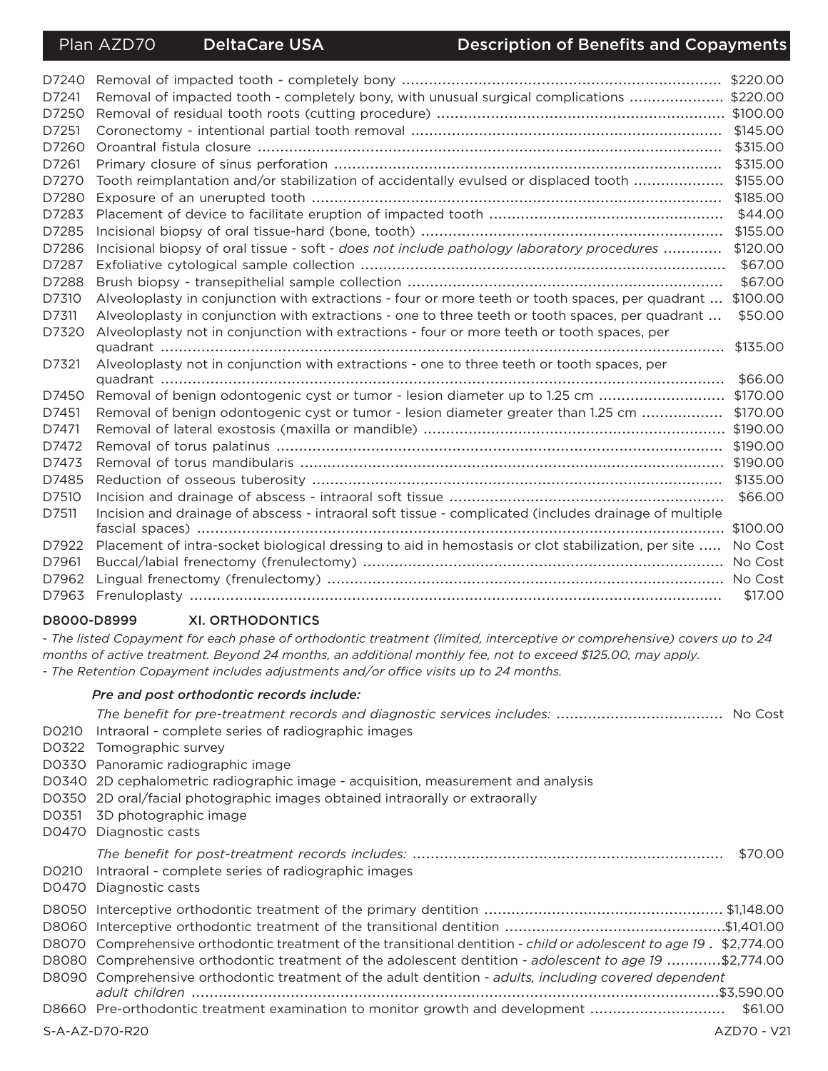| Code | Description | Copayment |
|---|---|---|
| D7240 | Removal of impacted tooth - completely bony | $220.00 |
| D7241 | Removal of impacted tooth - completely bony, with unusual surgical complications | $220.00 |
| D7250 | Removal of residual tooth roots (cutting procedure) | $100.00 |
| D7251 | Coronectomy - intentional partial tooth removal | $145.00 |
| D7260 | Oroantral fistula closure | $315.00 |
| D7261 | Primary closure of sinus perforation | $315.00 |
| D7270 | Tooth reimplantation and/or stabilization of accidentally evulsed or displaced tooth | $155.00 |
| D7280 | Exposure of an unerupted tooth | $185.00 |
| D7283 | Placement of device to facilitate eruption of impacted tooth | $44.00 |
| D7285 | Incisional biopsy of oral tissue-hard (bone, tooth) | $155.00 |
| D7286 | Incisional biopsy of oral tissue - soft - *does not include pathology laboratory procedures* | $120.00 |
| D7287 | Exfoliative cytological sample collection | $67.00 |
| D7288 | Brush biopsy - transepithelial sample collection | $67.00 |
| D7310 | Alveoloplasty in conjunction with extractions - four or more teeth or tooth spaces, per quadrant | $100.00 |
| D7311 | Alveoloplasty in conjunction with extractions - one to three teeth or tooth spaces, per quadrant | $50.00 |
| D7320 | Alveoloplasty not in conjunction with extractions - four or more teeth or tooth spaces, per quadrant | $135.00 |
| D7321 | Alveoloplasty not in conjunction with extractions - one to three teeth or tooth spaces, per quadrant | $66.00 |
| D7450 | Removal of benign odontogenic cyst or tumor - lesion diameter up to 1.25 cm | $170.00 |
| D7451 | Removal of benign odontogenic cyst or tumor - lesion diameter greater than 1.25 cm | $170.00 |
| D7471 | Removal of lateral exostosis (maxilla or mandible) | $190.00 |
| D7472 | Removal of torus palatinus | $190.00 |
| D7473 | Removal of torus mandibularis | $190.00 |
| D7485 | Reduction of osseous tuberosity | $135.00 |
| D7510 | Incision and drainage of abscess - intraoral soft tissue | $66.00 |
| D7511 | Incision and drainage of abscess - intraoral soft tissue - complicated (includes drainage of multiple fascial spaces) | $100.00 |
| D7922 | Placement of intra-socket biological dressing to aid in hemostasis or clot stabilization, per site | No Cost |
| D7961 | Buccal/labial frenectomy (frenulectomy) | No Cost |
| D7962 | Lingual frenectomy (frenulectomy) | No Cost |
| D7963 | Frenuloplasty | $17.00 |

## D8000-D8999 XI. ORTHODONTICS

*- The listed Copayment for each phase of orthodontic treatment (limited, interceptive or comprehensive) covers up to 24 months of active treatment. Beyond 24 months, an additional monthly fee, not to exceed $125.00, may apply.*
*- The Retention Copayment includes adjustments and/or office visits up to 24 months.*

***Pre and post orthodontic records include:***

| Code | Description | Copayment |
|---|---|---|
| | *The benefit for pre-treatment records and diagnostic services includes:* | No Cost |
| D0210 | Intraoral - complete series of radiographic images | |
| D0322 | Tomographic survey | |
| D0330 | Panoramic radiographic image | |
| D0340 | 2D cephalometric radiographic image - acquisition, measurement and analysis | |
| D0350 | 2D oral/facial photographic images obtained intraorally or extraorally | |
| D0351 | 3D photographic image | |
| D0470 | Diagnostic casts | |
| | *The benefit for post-treatment records includes:* | $70.00 |
| D0210 | Intraoral - complete series of radiographic images | |
| D0470 | Diagnostic casts | |
| D8050 | Interceptive orthodontic treatment of the primary dentition | $1,148.00 |
| D8060 | Interceptive orthodontic treatment of the transitional dentition | $1,401.00 |
| D8070 | Comprehensive orthodontic treatment of the transitional dentition - *child or adolescent to age 19* | $2,774.00 |
| D8080 | Comprehensive orthodontic treatment of the adolescent dentition - *adolescent to age 19* | $2,774.00 |
| D8090 | Comprehensive orthodontic treatment of the adult dentition - *adults, including covered dependent adult children* | $3,590.00 |
| D8660 | Pre-orthodontic treatment examination to monitor growth and development | $61.00 |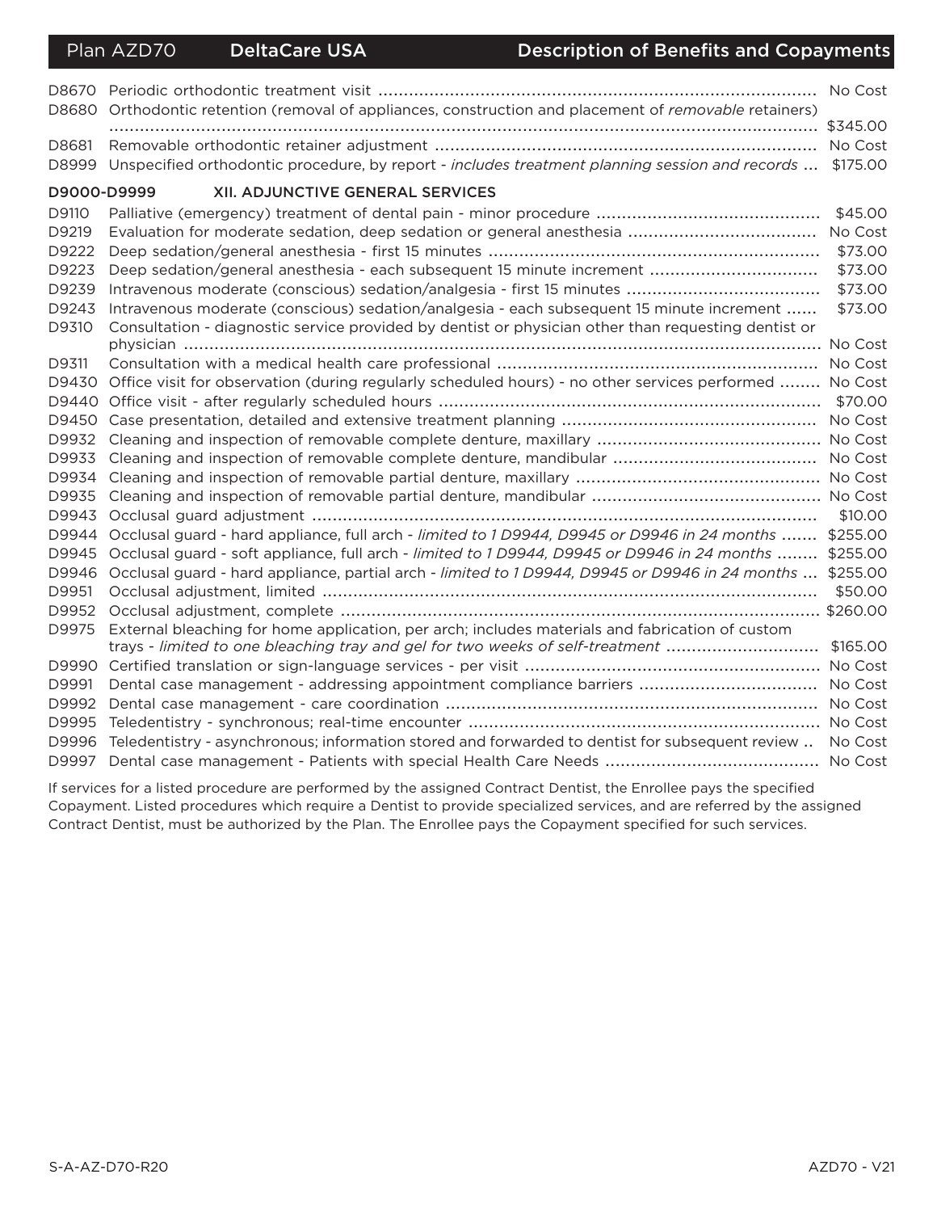| Code | Description | Copayment |
|---|---|---|
| D8670 | Periodic orthodontic treatment visit | No Cost |
| D8680 | Orthodontic retention (removal of appliances, construction and placement of *removable* retainers) | $345.00 |
| D8681 | Removable orthodontic retainer adjustment | No Cost |
| D8999 | Unspecified orthodontic procedure, by report - *includes treatment planning session and records* | $175.00 |

## D9000-D9999 XII. ADJUNCTIVE GENERAL SERVICES

| Code | Description | Copayment |
|---|---|---|
| D9110 | Palliative (emergency) treatment of dental pain - minor procedure | $45.00 |
| D9219 | Evaluation for moderate sedation, deep sedation or general anesthesia | No Cost |
| D9222 | Deep sedation/general anesthesia - first 15 minutes | $73.00 |
| D9223 | Deep sedation/general anesthesia - each subsequent 15 minute increment | $73.00 |
| D9239 | Intravenous moderate (conscious) sedation/analgesia - first 15 minutes | $73.00 |
| D9243 | Intravenous moderate (conscious) sedation/analgesia - each subsequent 15 minute increment | $73.00 |
| D9310 | Consultation - diagnostic service provided by dentist or physician other than requesting dentist or physician | No Cost |
| D9311 | Consultation with a medical health care professional | No Cost |
| D9430 | Office visit for observation (during regularly scheduled hours) - no other services performed | No Cost |
| D9440 | Office visit - after regularly scheduled hours | $70.00 |
| D9450 | Case presentation, detailed and extensive treatment planning | No Cost |
| D9932 | Cleaning and inspection of removable complete denture, maxillary | No Cost |
| D9933 | Cleaning and inspection of removable complete denture, mandibular | No Cost |
| D9934 | Cleaning and inspection of removable partial denture, maxillary | No Cost |
| D9935 | Cleaning and inspection of removable partial denture, mandibular | No Cost |
| D9943 | Occlusal guard adjustment | $10.00 |
| D9944 | Occlusal guard - hard appliance, full arch - *limited to 1 D9944, D9945 or D9946 in 24 months* | $255.00 |
| D9945 | Occlusal guard - soft appliance, full arch - *limited to 1 D9944, D9945 or D9946 in 24 months* | $255.00 |
| D9946 | Occlusal guard - hard appliance, partial arch - *limited to 1 D9944, D9945 or D9946 in 24 months* | $255.00 |
| D9951 | Occlusal adjustment, limited | $50.00 |
| D9952 | Occlusal adjustment, complete | $260.00 |
| D9975 | External bleaching for home application, per arch; includes materials and fabrication of custom trays - *limited to one bleaching tray and gel for two weeks of self-treatment* | $165.00 |
| D9990 | Certified translation or sign-language services - per visit | No Cost |
| D9991 | Dental case management - addressing appointment compliance barriers | No Cost |
| D9992 | Dental case management - care coordination | No Cost |
| D9995 | Teledentistry - synchronous; real-time encounter | No Cost |
| D9996 | Teledentistry - asynchronous; information stored and forwarded to dentist for subsequent review | No Cost |
| D9997 | Dental case management - Patients with special Health Care Needs | No Cost |

If services for a listed procedure are performed by the assigned Contract Dentist, the Enrollee pays the specified Copayment. Listed procedures which require a Dentist to provide specialized services, and are referred by the assigned Contract Dentist, must be authorized by the Plan. The Enrollee pays the Copayment specified for such services.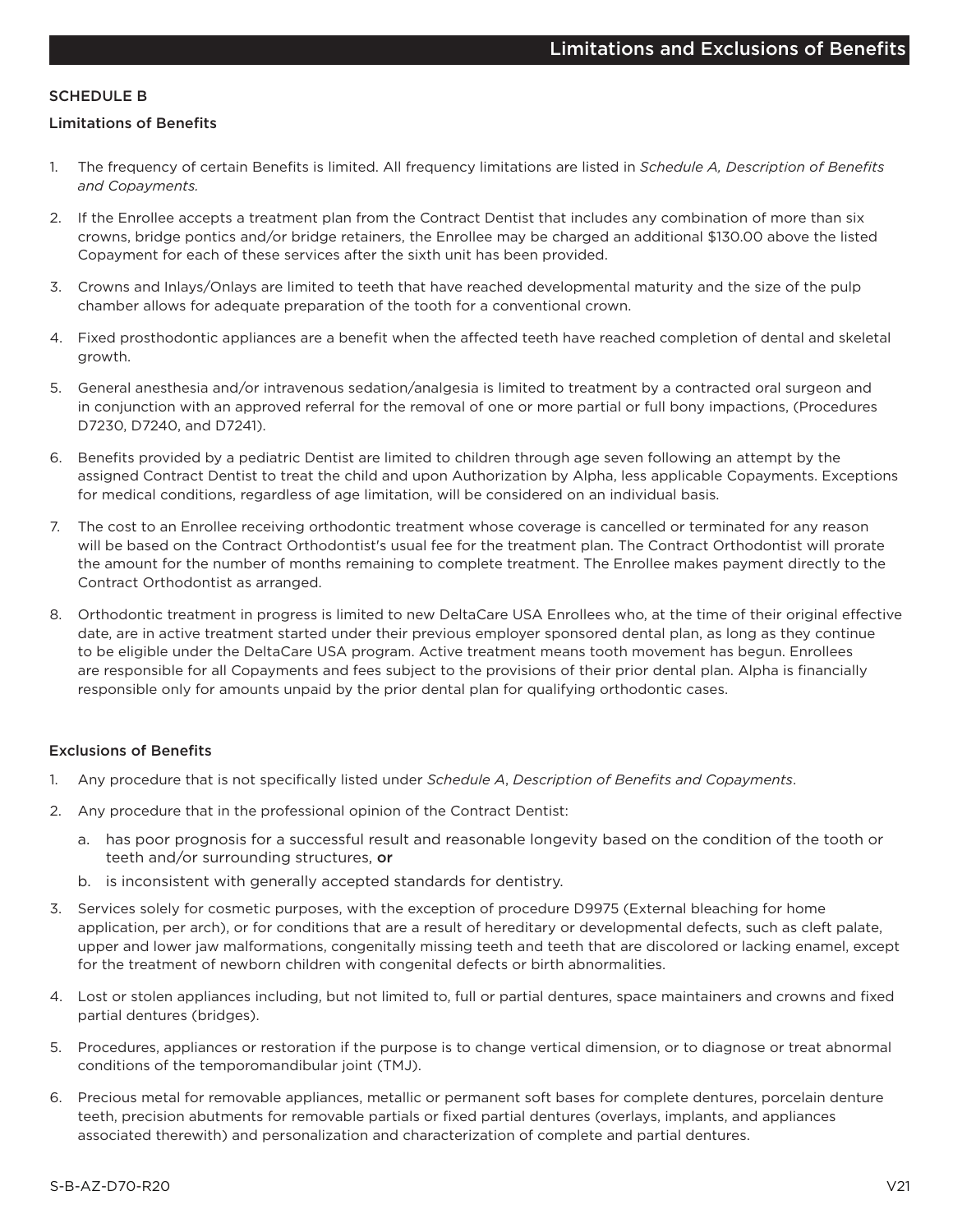## SCHEDULE B

### Limitations of Benefits

1. The frequency of certain Benefits is limited. All frequency limitations are listed in *Schedule A, Description of Benefits and Copayments.*
2. If the Enrollee accepts a treatment plan from the Contract Dentist that includes any combination of more than six crowns, bridge pontics and/or bridge retainers, the Enrollee may be charged an additional $130.00 above the listed Copayment for each of these services after the sixth unit has been provided.
3. Crowns and Inlays/Onlays are limited to teeth that have reached developmental maturity and the size of the pulp chamber allows for adequate preparation of the tooth for a conventional crown.
4. Fixed prosthodontic appliances are a benefit when the affected teeth have reached completion of dental and skeletal growth.
5. General anesthesia and/or intravenous sedation/analgesia is limited to treatment by a contracted oral surgeon and in conjunction with an approved referral for the removal of one or more partial or full bony impactions, (Procedures D7230, D7240, and D7241).
6. Benefits provided by a pediatric Dentist are limited to children through age seven following an attempt by the assigned Contract Dentist to treat the child and upon Authorization by Alpha, less applicable Copayments. Exceptions for medical conditions, regardless of age limitation, will be considered on an individual basis.
7. The cost to an Enrollee receiving orthodontic treatment whose coverage is cancelled or terminated for any reason will be based on the Contract Orthodontist's usual fee for the treatment plan. The Contract Orthodontist will prorate the amount for the number of months remaining to complete treatment. The Enrollee makes payment directly to the Contract Orthodontist as arranged.
8. Orthodontic treatment in progress is limited to new DeltaCare USA Enrollees who, at the time of their original effective date, are in active treatment started under their previous employer sponsored dental plan, as long as they continue to be eligible under the DeltaCare USA program. Active treatment means tooth movement has begun. Enrollees are responsible for all Copayments and fees subject to the provisions of their prior dental plan. Alpha is financially responsible only for amounts unpaid by the prior dental plan for qualifying orthodontic cases.

### Exclusions of Benefits

1. Any procedure that is not specifically listed under *Schedule A*, *Description of Benefits and Copayments*.
2. Any procedure that in the professional opinion of the Contract Dentist:
   a. has poor prognosis for a successful result and reasonable longevity based on the condition of the tooth or teeth and/or surrounding structures, **or**
   b. is inconsistent with generally accepted standards for dentistry.
3. Services solely for cosmetic purposes, with the exception of procedure D9975 (External bleaching for home application, per arch), or for conditions that are a result of hereditary or developmental defects, such as cleft palate, upper and lower jaw malformations, congenitally missing teeth and teeth that are discolored or lacking enamel, except for the treatment of newborn children with congenital defects or birth abnormalities.
4. Lost or stolen appliances including, but not limited to, full or partial dentures, space maintainers and crowns and fixed partial dentures (bridges).
5. Procedures, appliances or restoration if the purpose is to change vertical dimension, or to diagnose or treat abnormal conditions of the temporomandibular joint (TMJ).
6. Precious metal for removable appliances, metallic or permanent soft bases for complete dentures, porcelain denture teeth, precision abutments for removable partials or fixed partial dentures (overlays, implants, and appliances associated therewith) and personalization and characterization of complete and partial dentures.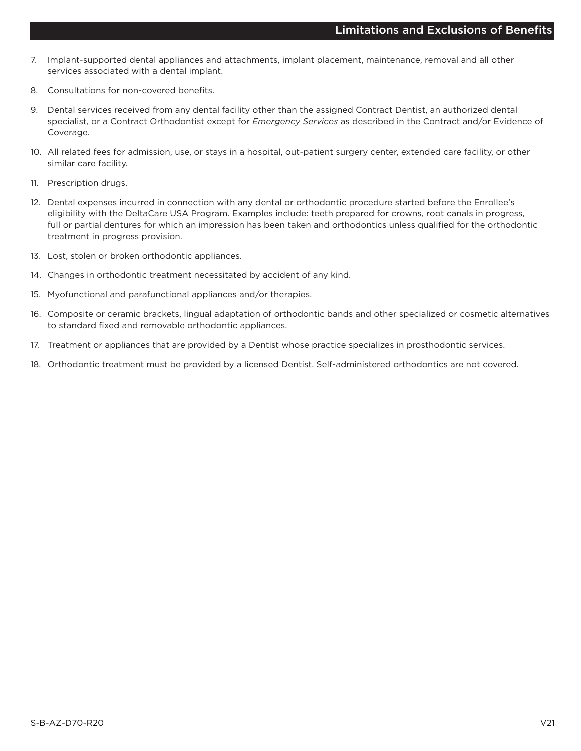7. Implant-supported dental appliances and attachments, implant placement, maintenance, removal and all other services associated with a dental implant.
8. Consultations for non-covered benefits.
9. Dental services received from any dental facility other than the assigned Contract Dentist, an authorized dental specialist, or a Contract Orthodontist except for *Emergency Services* as described in the Contract and/or Evidence of Coverage.
10. All related fees for admission, use, or stays in a hospital, out-patient surgery center, extended care facility, or other similar care facility.
11. Prescription drugs.
12. Dental expenses incurred in connection with any dental or orthodontic procedure started before the Enrollee's eligibility with the DeltaCare USA Program. Examples include: teeth prepared for crowns, root canals in progress, full or partial dentures for which an impression has been taken and orthodontics unless qualified for the orthodontic treatment in progress provision.
13. Lost, stolen or broken orthodontic appliances.
14. Changes in orthodontic treatment necessitated by accident of any kind.
15. Myofunctional and parafunctional appliances and/or therapies.
16. Composite or ceramic brackets, lingual adaptation of orthodontic bands and other specialized or cosmetic alternatives to standard fixed and removable orthodontic appliances.
17. Treatment or appliances that are provided by a Dentist whose practice specializes in prosthodontic services.
18. Orthodontic treatment must be provided by a licensed Dentist. Self-administered orthodontics are not covered.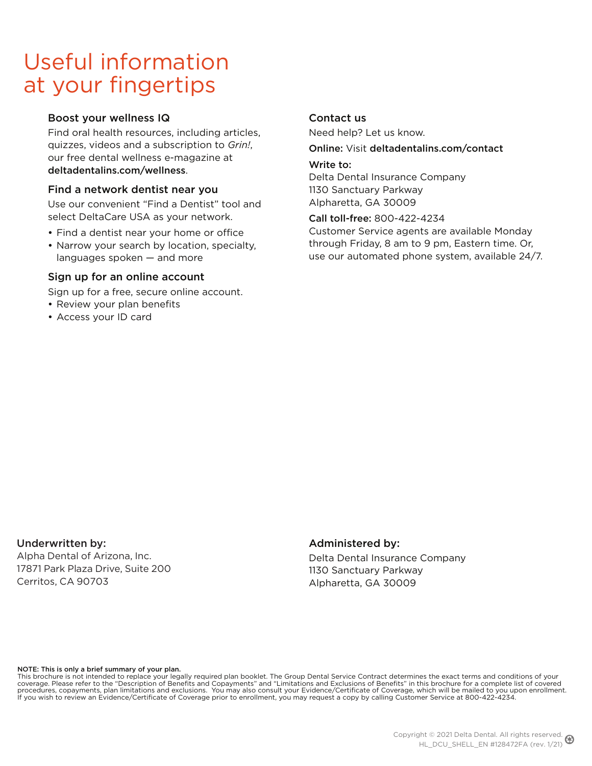# Useful information at your fingertips

### Boost your wellness IQ

Find oral health resources, including articles, quizzes, videos and a subscription to *Grin!*, our free dental wellness e-magazine at **deltadentalins.com/wellness**.

### Find a network dentist near you

Use our convenient "Find a Dentist" tool and select DeltaCare USA as your network.

- Find a dentist near your home or office
- Narrow your search by location, specialty, languages spoken — and more

### Sign up for an online account

Sign up for a free, secure online account.

- Review your plan benefits
- Access your ID card

### Contact us

Need help? Let us know.

**Online:** Visit **deltadentalins.com/contact**

**Write to:**
Delta Dental Insurance Company
1130 Sanctuary Parkway
Alpharetta, GA 30009

**Call toll-free:** 800-422-4234
Customer Service agents are available Monday through Friday, 8 am to 9 pm, Eastern time. Or, use our automated phone system, available 24/7.

### Underwritten by:

Alpha Dental of Arizona, Inc.
17871 Park Plaza Drive, Suite 200
Cerritos, CA 90703

### Administered by:

Delta Dental Insurance Company
1130 Sanctuary Parkway
Alpharetta, GA 30009

**NOTE: This is only a brief summary of your plan.**
This brochure is not intended to replace your legally required plan booklet. The Group Dental Service Contract determines the exact terms and conditions of your coverage. Please refer to the "Description of Benefits and Copayments" and "Limitations and Exclusions of Benefits" in this brochure for a complete list of covered procedures, copayments, plan limitations and exclusions. You may also consult your Evidence/Certificate of Coverage, which will be mailed to you upon enrollment. If you wish to review an Evidence/Certificate of Coverage prior to enrollment, you may request a copy by calling Customer Service at 800-422-4234.

Copyright © 2021 Delta Dental. All rights reserved.
HL_DCU_SHELL_EN #128472FA (rev. 1/21)